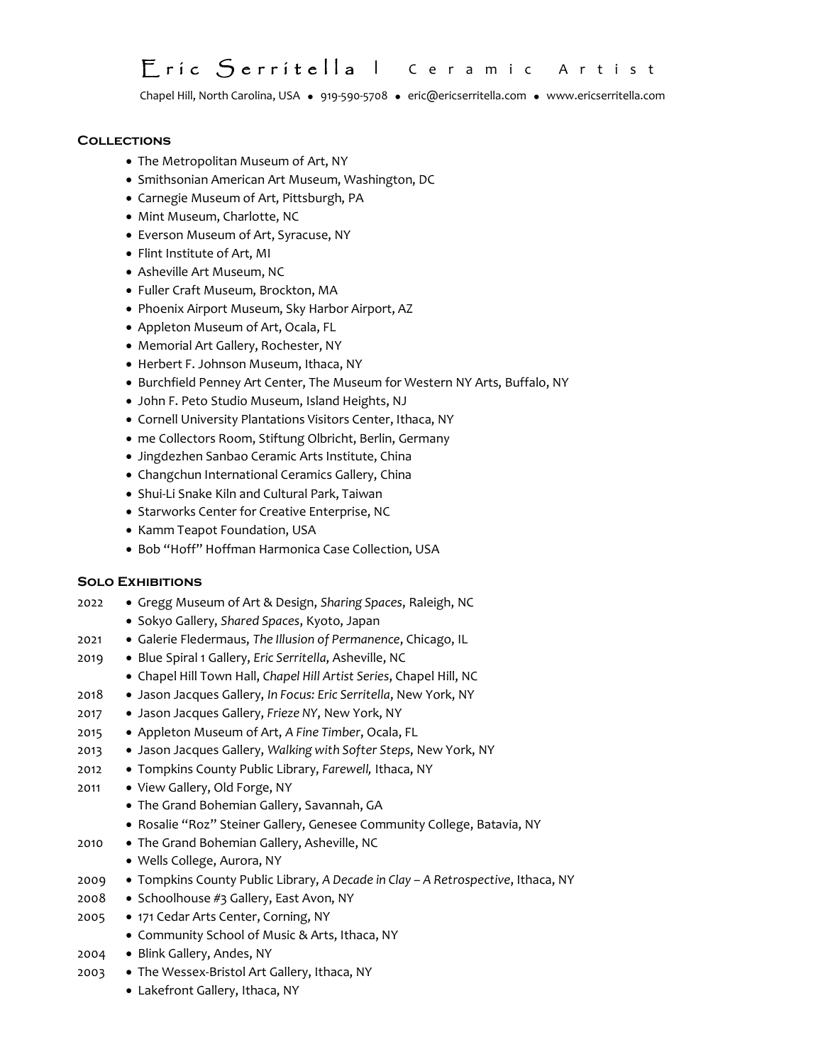# Eric Serritella | Ceramic Artist

Chapel Hill, North Carolina, USA • 919-590-5708 • eric@ericserritella.com • www.ericserritella.com

## Collections

- The Metropolitan Museum of Art, NY
- Smithsonian American Art Museum, Washington, DC
- Carnegie Museum of Art, Pittsburgh, PA
- Mint Museum, Charlotte, NC
- Everson Museum of Art, Syracuse, NY
- Flint Institute of Art, MI
- Asheville Art Museum, NC
- Fuller Craft Museum, Brockton, MA
- Phoenix Airport Museum, Sky Harbor Airport, AZ
- Appleton Museum of Art, Ocala, FL
- Memorial Art Gallery, Rochester, NY
- Herbert F. Johnson Museum, Ithaca, NY
- Burchfield Penney Art Center, The Museum for Western NY Arts, Buffalo, NY
- John F. Peto Studio Museum, Island Heights, NJ
- Cornell University Plantations Visitors Center, Ithaca, NY
- me Collectors Room, Stiftung Olbricht, Berlin, Germany
- Jingdezhen Sanbao Ceramic Arts Institute, China
- Changchun International Ceramics Gallery, China
- Shui-Li Snake Kiln and Cultural Park, Taiwan
- Starworks Center for Creative Enterprise, NC
- Kamm Teapot Foundation, USA
- Bob "Hoff" Hoffman Harmonica Case Collection, USA

## Solo Exhibitions

**2022**
- Gregg Museum of Art & Design, *Sharing Spaces*, Raleigh, NC
- Sokyo Gallery, *Shared Spaces*, Kyoto, Japan

**2021**
- Galerie Fledermaus, *The Illusion of Permanence*, Chicago, IL

**2019**
- Blue Spiral 1 Gallery, *Eric Serritella*, Asheville, NC
- Chapel Hill Town Hall, *Chapel Hill Artist Series*, Chapel Hill, NC

**2018**
- Jason Jacques Gallery, *In Focus: Eric Serritella*, New York, NY

**2017**
- Jason Jacques Gallery, *Frieze NY*, New York, NY

**2015**
- Appleton Museum of Art, *A Fine Timber*, Ocala, FL

**2013**
- Jason Jacques Gallery, *Walking with Softer Steps*, New York, NY

**2012**
- Tompkins County Public Library, *Farewell,* Ithaca, NY

**2011**
- View Gallery, Old Forge, NY
- The Grand Bohemian Gallery, Savannah, GA
- Rosalie "Roz" Steiner Gallery, Genesee Community College, Batavia, NY

**2010**
- The Grand Bohemian Gallery, Asheville, NC
- Wells College, Aurora, NY

**2009**
- Tompkins County Public Library, *A Decade in Clay – A Retrospective*, Ithaca, NY

**2008**
- Schoolhouse #3 Gallery, East Avon, NY

**2005**
- 171 Cedar Arts Center, Corning, NY
- Community School of Music & Arts, Ithaca, NY

**2004**
- Blink Gallery, Andes, NY

**2003**
- The Wessex-Bristol Art Gallery, Ithaca, NY
- Lakefront Gallery, Ithaca, NY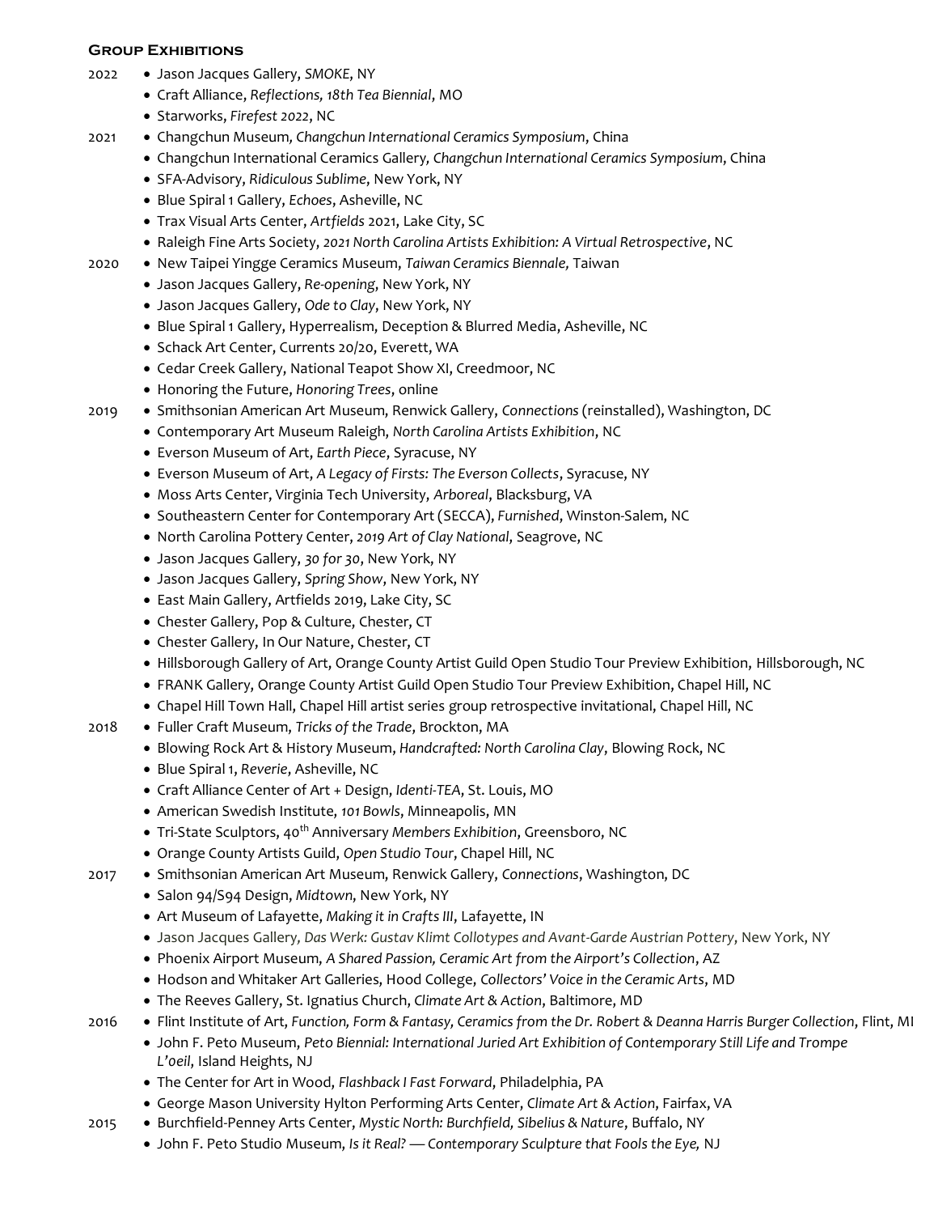## Group Exhibitions

2022
- Jason Jacques Gallery, *SMOKE*, NY
- Craft Alliance, *Reflections, 18th Tea Biennial*, MO
- Starworks, *Firefest 2022*, NC

2021
- Changchun Museum, *Changchun International Ceramics Symposium*, China
- Changchun International Ceramics Gallery, *Changchun International Ceramics Symposium*, China
- SFA-Advisory, *Ridiculous Sublime*, New York, NY
- Blue Spiral 1 Gallery, *Echoes*, Asheville, NC
- Trax Visual Arts Center, *Artfields* 2021, Lake City, SC
- Raleigh Fine Arts Society, *2021 North Carolina Artists Exhibition: A Virtual Retrospective*, NC

2020
- New Taipei Yingge Ceramics Museum, *Taiwan Ceramics Biennale,* Taiwan
- Jason Jacques Gallery, *Re-opening*, New York, NY
- Jason Jacques Gallery, *Ode to Clay*, New York, NY
- Blue Spiral 1 Gallery, Hyperrealism, Deception & Blurred Media, Asheville, NC
- Schack Art Center, Currents 20/20, Everett, WA
- Cedar Creek Gallery, National Teapot Show XI, Creedmoor, NC
- Honoring the Future, *Honoring Trees*, online

2019
- Smithsonian American Art Museum, Renwick Gallery, *Connections* (reinstalled), Washington, DC
- Contemporary Art Museum Raleigh, *North Carolina Artists Exhibition*, NC
- Everson Museum of Art, *Earth Piece*, Syracuse, NY
- Everson Museum of Art, *A Legacy of Firsts: The Everson Collects*, Syracuse, NY
- Moss Arts Center, Virginia Tech University, *Arboreal*, Blacksburg, VA
- Southeastern Center for Contemporary Art (SECCA), *Furnished*, Winston-Salem, NC
- North Carolina Pottery Center, *2019 Art of Clay National*, Seagrove, NC
- Jason Jacques Gallery, *30 for 30*, New York, NY
- Jason Jacques Gallery, *Spring Show*, New York, NY
- East Main Gallery, Artfields 2019, Lake City, SC
- Chester Gallery, Pop & Culture, Chester, CT
- Chester Gallery, In Our Nature, Chester, CT
- Hillsborough Gallery of Art, Orange County Artist Guild Open Studio Tour Preview Exhibition, Hillsborough, NC
- FRANK Gallery, Orange County Artist Guild Open Studio Tour Preview Exhibition, Chapel Hill, NC
- Chapel Hill Town Hall, Chapel Hill artist series group retrospective invitational, Chapel Hill, NC

2018
- Fuller Craft Museum, *Tricks of the Trade*, Brockton, MA
- Blowing Rock Art & History Museum, *Handcrafted: North Carolina Clay*, Blowing Rock, NC
- Blue Spiral 1, *Reverie*, Asheville, NC
- Craft Alliance Center of Art + Design, *Identi-TEA*, St. Louis, MO
- American Swedish Institute, *101 Bowls*, Minneapolis, MN
- Tri-State Sculptors, 40th Anniversary *Members Exhibition*, Greensboro, NC
- Orange County Artists Guild, *Open Studio Tour*, Chapel Hill, NC

2017
- Smithsonian American Art Museum, Renwick Gallery, *Connections*, Washington, DC
- Salon 94/S94 Design, *Midtown*, New York, NY
- Art Museum of Lafayette, *Making it in Crafts III*, Lafayette, IN
- Jason Jacques Gallery, *Das Werk: Gustav Klimt Collotypes and Avant-Garde Austrian Pottery*, New York, NY
- Phoenix Airport Museum, *A Shared Passion, Ceramic Art from the Airport's Collection*, AZ
- Hodson and Whitaker Art Galleries, Hood College, *Collectors' Voice in the Ceramic Arts*, MD
- The Reeves Gallery, St. Ignatius Church, *Climate Art & Action*, Baltimore, MD

2016
- Flint Institute of Art, *Function, Form & Fantasy, Ceramics from the Dr. Robert & Deanna Harris Burger Collection*, Flint, MI
- John F. Peto Museum, *Peto Biennial: International Juried Art Exhibition of Contemporary Still Life and Trompe L'oeil*, Island Heights, NJ
- The Center for Art in Wood, *Flashback I Fast Forward*, Philadelphia, PA
- George Mason University Hylton Performing Arts Center, *Climate Art & Action*, Fairfax, VA

2015
- Burchfield-Penney Arts Center, *Mystic North: Burchfield, Sibelius & Nature*, Buffalo, NY
- John F. Peto Studio Museum, *Is it Real? — Contemporary Sculpture that Fools the Eye,* NJ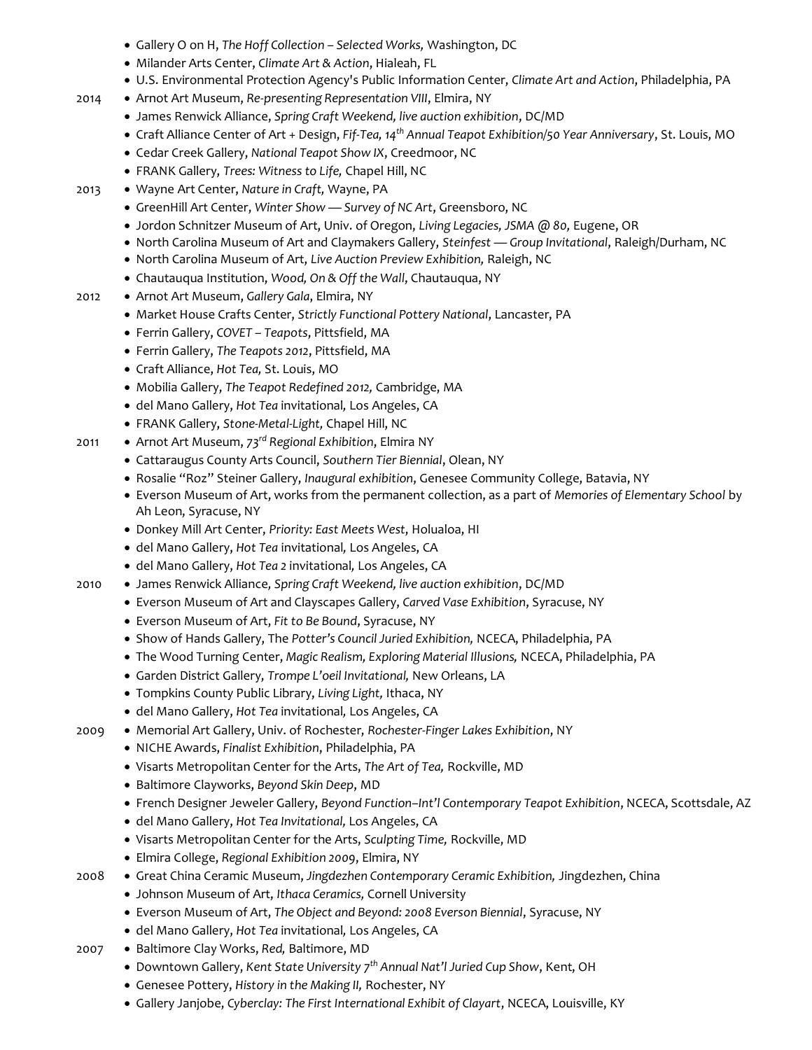- Gallery O on H, *The Hoff Collection – Selected Works,* Washington, DC
- Milander Arts Center, *Climate Art & Action*, Hialeah, FL
- U.S. Environmental Protection Agency's Public Information Center, *Climate Art and Action*, Philadelphia, PA

2014
- Arnot Art Museum, *Re-presenting Representation VIII*, Elmira, NY
- James Renwick Alliance, *Spring Craft Weekend, live auction exhibition*, DC/MD
- Craft Alliance Center of Art + Design, *Fif-Tea, 14th Annual Teapot Exhibition/50 Year Anniversary*, St. Louis, MO
- Cedar Creek Gallery, *National Teapot Show IX*, Creedmoor, NC
- FRANK Gallery, *Trees: Witness to Life,* Chapel Hill, NC

2013
- Wayne Art Center, *Nature in Craft,* Wayne, PA
- GreenHill Art Center, *Winter Show — Survey of NC Art*, Greensboro, NC
- Jordon Schnitzer Museum of Art, Univ. of Oregon, *Living Legacies, JSMA @ 80,* Eugene, OR
- North Carolina Museum of Art and Claymakers Gallery, *Steinfest — Group Invitational*, Raleigh/Durham, NC
- North Carolina Museum of Art, *Live Auction Preview Exhibition,* Raleigh, NC
- Chautauqua Institution, *Wood, On & Off the Wall*, Chautauqua, NY

2012
- Arnot Art Museum, *Gallery Gala*, Elmira, NY
- Market House Crafts Center, *Strictly Functional Pottery National*, Lancaster, PA
- Ferrin Gallery, *COVET – Teapots*, Pittsfield, MA
- Ferrin Gallery, *The Teapots 2012*, Pittsfield, MA
- Craft Alliance, *Hot Tea,* St. Louis, MO
- Mobilia Gallery, *The Teapot Redefined 2012,* Cambridge, MA
- del Mano Gallery, *Hot Tea* invitational*,* Los Angeles, CA
- FRANK Gallery, *Stone-Metal-Light,* Chapel Hill, NC

2011
- Arnot Art Museum, *73rd Regional Exhibition*, Elmira NY
- Cattaraugus County Arts Council, *Southern Tier Biennial*, Olean, NY
- Rosalie "Roz" Steiner Gallery, *Inaugural exhibition*, Genesee Community College, Batavia, NY
- Everson Museum of Art, works from the permanent collection, as a part of *Memories of Elementary School* by Ah Leon, Syracuse, NY
- Donkey Mill Art Center, *Priority: East Meets West*, Holualoa, HI
- del Mano Gallery, *Hot Tea* invitational*,* Los Angeles, CA
- del Mano Gallery, *Hot Tea 2* invitational*,* Los Angeles, CA

2010
- James Renwick Alliance*, Spring Craft Weekend, live auction exhibition*, DC/MD
- Everson Museum of Art and Clayscapes Gallery, *Carved Vase Exhibition*, Syracuse, NY
- Everson Museum of Art, *Fit to Be Bound*, Syracuse, NY
- Show of Hands Gallery, The *Potter's Council Juried Exhibition,* NCECA, Philadelphia, PA
- The Wood Turning Center, *Magic Realism, Exploring Material Illusions,* NCECA, Philadelphia, PA
- Garden District Gallery, *Trompe L'oeil Invitational,* New Orleans, LA
- Tompkins County Public Library, *Living Light,* Ithaca, NY
- del Mano Gallery, *Hot Tea* invitational*,* Los Angeles, CA

2009
- Memorial Art Gallery, Univ. of Rochester, *Rochester-Finger Lakes Exhibition*, NY
- NICHE Awards, *Finalist Exhibition*, Philadelphia, PA
- Visarts Metropolitan Center for the Arts, *The Art of Tea,* Rockville, MD
- Baltimore Clayworks, *Beyond Skin Deep*, MD
- French Designer Jeweler Gallery, *Beyond Function–Int'l Contemporary Teapot Exhibition*, NCECA, Scottsdale, AZ
- del Mano Gallery, *Hot Tea Invitational,* Los Angeles, CA
- Visarts Metropolitan Center for the Arts, *Sculpting Time,* Rockville, MD
- Elmira College, *Regional Exhibition 2009*, Elmira, NY

2008
- Great China Ceramic Museum, *Jingdezhen Contemporary Ceramic Exhibition,* Jingdezhen, China
- Johnson Museum of Art, *Ithaca Ceramics,* Cornell University
- Everson Museum of Art, *The Object and Beyond: 2008 Everson Biennial*, Syracuse, NY
- del Mano Gallery, *Hot Tea* invitational*,* Los Angeles, CA

2007
- Baltimore Clay Works, *Red,* Baltimore, MD
- Downtown Gallery, *Kent State University 7th Annual Nat'l Juried Cup Show*, Kent, OH
- Genesee Pottery, *History in the Making II,* Rochester, NY
- Gallery Janjobe, *Cyberclay: The First International Exhibit of Clayart*, NCECA, Louisville, KY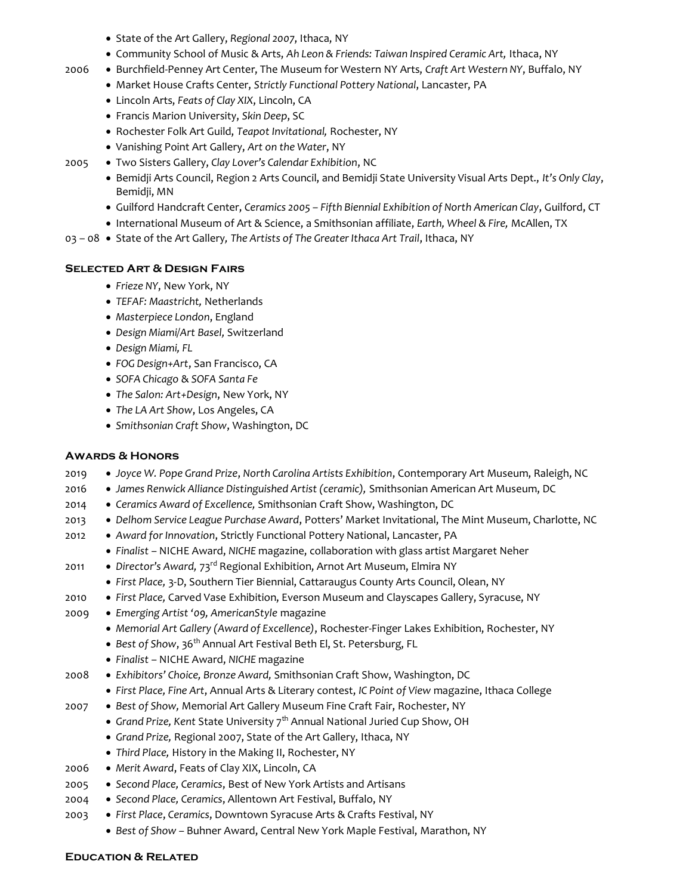- State of the Art Gallery, *Regional 2007*, Ithaca, NY
- Community School of Music & Arts, *Ah Leon & Friends: Taiwan Inspired Ceramic Art,* Ithaca, NY

2006
- Burchfield-Penney Art Center, The Museum for Western NY Arts, *Craft Art Western NY*, Buffalo, NY
- Market House Crafts Center, *Strictly Functional Pottery National*, Lancaster, PA
- Lincoln Arts, *Feats of Clay XIX*, Lincoln, CA
- Francis Marion University, *Skin Deep*, SC
- Rochester Folk Art Guild, *Teapot Invitational,* Rochester, NY
- Vanishing Point Art Gallery, *Art on the Water*, NY

2005
- Two Sisters Gallery, *Clay Lover's Calendar Exhibition*, NC
- Bemidji Arts Council, Region 2 Arts Council, and Bemidji State University Visual Arts Dept., *It's Only Clay*, Bemidji, MN
- Guilford Handcraft Center, *Ceramics 2005 – Fifth Biennial Exhibition of North American Clay*, Guilford, CT
- International Museum of Art & Science, a Smithsonian affiliate, *Earth, Wheel & Fire,* McAllen, TX

03 – 08
- State of the Art Gallery*, The Artists of The Greater Ithaca Art Trail*, Ithaca, NY

## Selected Art & Design Fairs

- *Frieze NY*, New York, NY
- *TEFAF: Maastricht,* Netherlands
- *Masterpiece London*, England
- *Design Miami/Art Basel,* Switzerland
- *Design Miami, FL*
- *FOG Design+Art*, San Francisco, CA
- *SOFA Chicago* & *SOFA Santa Fe*
- *The Salon: Art+Design*, New York, NY
- *The LA Art Show*, Los Angeles, CA
- *Smithsonian Craft Show*, Washington, DC

## Awards & Honors

2019
- *Joyce W. Pope Grand Prize*, *North Carolina Artists Exhibition*, Contemporary Art Museum, Raleigh, NC

2016
- *James Renwick Alliance Distinguished Artist (ceramic),* Smithsonian American Art Museum, DC

2014
- *Ceramics Award of Excellence,* Smithsonian Craft Show, Washington, DC

2013
- *Delhom Service League Purchase Award*, Potters' Market Invitational, The Mint Museum, Charlotte, NC

2012
- *Award for Innovation*, Strictly Functional Pottery National, Lancaster, PA
- *Finalist* – NICHE Award, *NICHE* magazine, collaboration with glass artist Margaret Neher

2011
- *Director's Award,* 73rd Regional Exhibition, Arnot Art Museum, Elmira NY
- *First Place,* 3-D, Southern Tier Biennial, Cattaraugus County Arts Council, Olean, NY

2010
- *First Place,* Carved Vase Exhibition, Everson Museum and Clayscapes Gallery, Syracuse, NY

2009
- *Emerging Artist '09, AmericanStyle* magazine
- *Memorial Art Gallery (Award of Excellence)*, Rochester-Finger Lakes Exhibition, Rochester, NY
- *Best of Show*, 36th Annual Art Festival Beth El, St. Petersburg, FL
- *Finalist* – NICHE Award, *NICHE* magazine

2008
- *Exhibitors' Choice, Bronze Award,* Smithsonian Craft Show, Washington, DC
- *First Place, Fine Art*, Annual Arts & Literary contest, *IC Point of View* magazine, Ithaca College

2007
- *Best of Show,* Memorial Art Gallery Museum Fine Craft Fair, Rochester, NY
- *Grand Prize, Kent* State University 7th Annual National Juried Cup Show, OH
- *Grand Prize,* Regional 2007, State of the Art Gallery, Ithaca, NY
- *Third Place,* History in the Making II, Rochester, NY

2006
- *Merit Award*, Feats of Clay XIX, Lincoln, CA

2005
- *Second Place, Ceramics*, Best of New York Artists and Artisans

2004
- *Second Place, Ceramics*, Allentown Art Festival, Buffalo, NY

2003
- *First Place*, *Ceramics*, Downtown Syracuse Arts & Crafts Festival, NY
- *Best of Show* – Buhner Award, Central New York Maple Festival, Marathon, NY

## Education & Related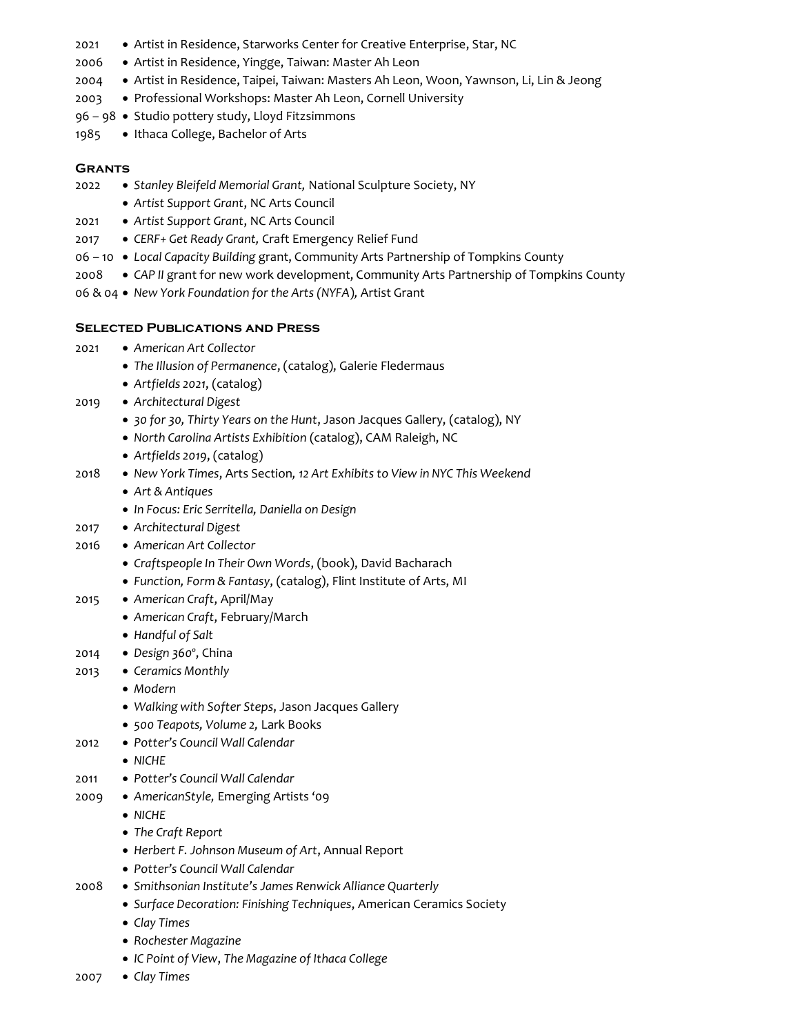2021 • Artist in Residence, Starworks Center for Creative Enterprise, Star, NC
2006 • Artist in Residence, Yingge, Taiwan: Master Ah Leon
2004 • Artist in Residence, Taipei, Taiwan: Masters Ah Leon, Woon, Yawnson, Li, Lin & Jeong
2003 • Professional Workshops: Master Ah Leon, Cornell University
96 – 98 • Studio pottery study, Lloyd Fitzsimmons
1985 • Ithaca College, Bachelor of Arts

## Grants

2022
- *Stanley Bleifeld Memorial Grant,* National Sculpture Society, NY
- *Artist Support Grant*, NC Arts Council

2021
- *Artist Support Grant*, NC Arts Council

2017
- *CERF+ Get Ready Grant,* Craft Emergency Relief Fund

06 – 10
- *Local Capacity Building* grant, Community Arts Partnership of Tompkins County

2008
- *CAP II* grant for new work development, Community Arts Partnership of Tompkins County

06 & 04
- *New York Foundation for the Arts (NYFA),* Artist Grant

## Selected Publications and Press

2021
- *American Art Collector*
- *The Illusion of Permanence*, (catalog), Galerie Fledermaus
- *Artfields 2021*, (catalog)

2019
- *Architectural Digest*
- *30 for 30, Thirty Years on the Hunt*, Jason Jacques Gallery, (catalog), NY
- *North Carolina Artists Exhibition* (catalog), CAM Raleigh, NC
- *Artfields 2019*, (catalog)

2018
- *New York Times*, Arts Section*, 12 Art Exhibits to View in NYC This Weekend*
- *Art & Antiques*
- *In Focus: Eric Serritella, Daniella on Design*

2017
- *Architectural Digest*

2016
- *American Art Collector*
- *Craftspeople In Their Own Words*, (book), David Bacharach
- *Function, Form & Fantasy*, (catalog), Flint Institute of Arts, MI

2015
- *American Craft*, April/May
- *American Craft*, February/March
- *Handful of Salt*

2014
- *Design 360º*, China

2013
- *Ceramics Monthly*
- *Modern*
- *Walking with Softer Steps*, Jason Jacques Gallery
- *500 Teapots, Volume 2,* Lark Books

2012
- *Potter's Council Wall Calendar*
- *NICHE*

2011
- *Potter's Council Wall Calendar*

2009
- *AmericanStyle,* Emerging Artists '09
- *NICHE*
- *The Craft Report*
- *Herbert F. Johnson Museum of Art*, Annual Report
- *Potter's Council Wall Calendar*

2008
- *Smithsonian Institute's James Renwick Alliance Quarterly*
- *Surface Decoration: Finishing Techniques*, American Ceramics Society
- *Clay Times*
- *Rochester Magazine*
- *IC Point of View*, *The Magazine of Ithaca College*

2007
- *Clay Times*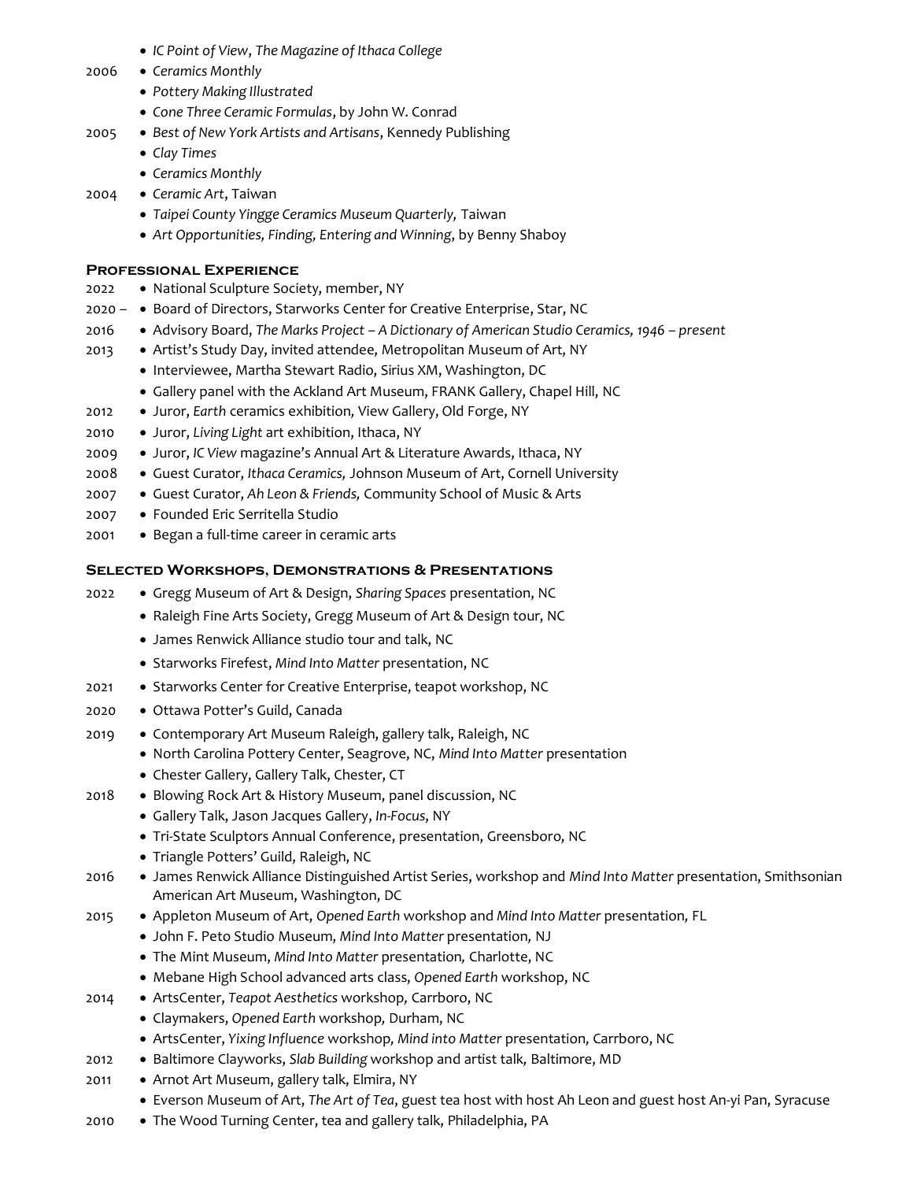- *IC Point of View*, *The Magazine of Ithaca College*

2006
- *Ceramics Monthly*
- *Pottery Making Illustrated*
- *Cone Three Ceramic Formulas*, by John W. Conrad

2005
- *Best of New York Artists and Artisans*, Kennedy Publishing
- *Clay Times*
- *Ceramics Monthly*

2004
- *Ceramic Art*, Taiwan
- *Taipei County Yingge Ceramics Museum Quarterly,* Taiwan
- *Art Opportunities, Finding, Entering and Winning,* by Benny Shaboy

## Professional Experience

2022
- National Sculpture Society, member, NY

2020 –
- Board of Directors, Starworks Center for Creative Enterprise, Star, NC

2016
- Advisory Board, *The Marks Project – A Dictionary of American Studio Ceramics, 1946 – present*

2013
- Artist's Study Day, invited attendee, Metropolitan Museum of Art, NY
- Interviewee, Martha Stewart Radio, Sirius XM, Washington, DC
- Gallery panel with the Ackland Art Museum, FRANK Gallery, Chapel Hill, NC

2012
- Juror, *Earth* ceramics exhibition, View Gallery, Old Forge, NY

2010
- Juror, *Living Light* art exhibition, Ithaca, NY

2009
- Juror, *IC View* magazine's Annual Art & Literature Awards, Ithaca, NY

2008
- Guest Curator, *Ithaca Ceramics,* Johnson Museum of Art, Cornell University

2007
- Guest Curator, *Ah Leon & Friends,* Community School of Music & Arts

2007
- Founded Eric Serritella Studio

2001
- Began a full-time career in ceramic arts

## Selected Workshops, Demonstrations & Presentations

2022
- Gregg Museum of Art & Design, *Sharing Spaces* presentation, NC
- Raleigh Fine Arts Society, Gregg Museum of Art & Design tour, NC
- James Renwick Alliance studio tour and talk, NC
- Starworks Firefest, *Mind Into Matter* presentation, NC

2021
- Starworks Center for Creative Enterprise, teapot workshop, NC

2020
- Ottawa Potter's Guild, Canada

2019
- Contemporary Art Museum Raleigh, gallery talk, Raleigh, NC
- North Carolina Pottery Center, Seagrove, NC, *Mind Into Matter* presentation
- Chester Gallery, Gallery Talk, Chester, CT

2018
- Blowing Rock Art & History Museum, panel discussion, NC
- Gallery Talk, Jason Jacques Gallery, *In-Focus*, NY
- Tri-State Sculptors Annual Conference, presentation, Greensboro, NC
- Triangle Potters' Guild, Raleigh, NC

2016
- James Renwick Alliance Distinguished Artist Series, workshop and *Mind Into Matter* presentation, Smithsonian American Art Museum, Washington, DC

2015
- Appleton Museum of Art, *Opened Earth* workshop and *Mind Into Matter* presentation, FL
- John F. Peto Studio Museum, *Mind Into Matter* presentation, NJ
- The Mint Museum, *Mind Into Matter* presentation, Charlotte, NC
- Mebane High School advanced arts class, *Opened Earth* workshop, NC

2014
- ArtsCenter, *Teapot Aesthetics* workshop, Carrboro, NC
- Claymakers, *Opened Earth* workshop, Durham, NC
- ArtsCenter, *Yixing Influence* workshop*, Mind into Matter* presentation, Carrboro, NC

2012
- Baltimore Clayworks, *Slab Building* workshop and artist talk, Baltimore, MD

2011
- Arnot Art Museum, gallery talk, Elmira, NY
- Everson Museum of Art, *The Art of Tea*, guest tea host with host Ah Leon and guest host An-yi Pan, Syracuse

2010
- The Wood Turning Center, tea and gallery talk, Philadelphia, PA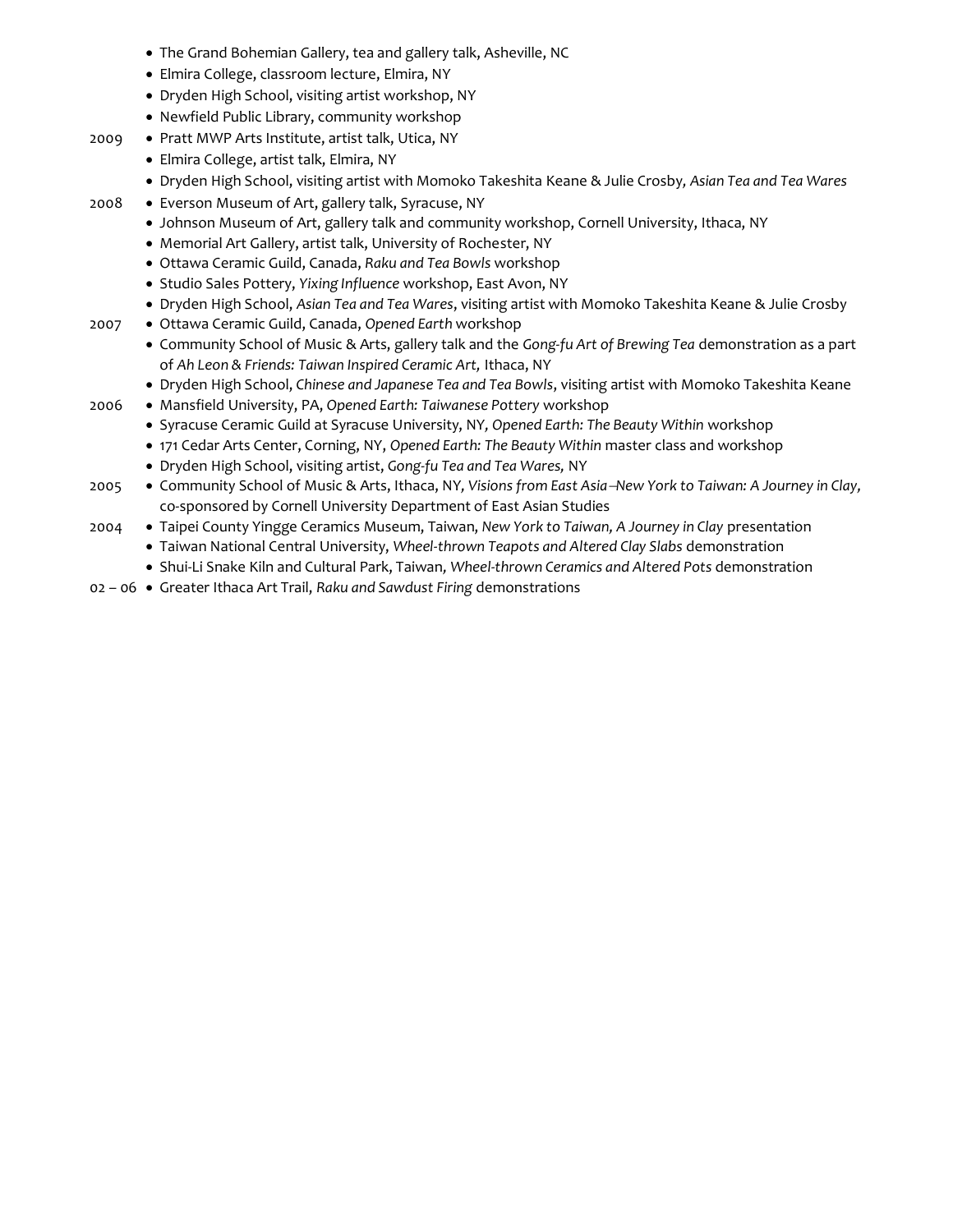- The Grand Bohemian Gallery, tea and gallery talk, Asheville, NC
- Elmira College, classroom lecture, Elmira, NY
- Dryden High School, visiting artist workshop, NY
- Newfield Public Library, community workshop

2009
- Pratt MWP Arts Institute, artist talk, Utica, NY
- Elmira College, artist talk, Elmira, NY
- Dryden High School, visiting artist with Momoko Takeshita Keane & Julie Crosby, *Asian Tea and Tea Wares*

2008
- Everson Museum of Art, gallery talk, Syracuse, NY
- Johnson Museum of Art, gallery talk and community workshop, Cornell University, Ithaca, NY
- Memorial Art Gallery, artist talk, University of Rochester, NY
- Ottawa Ceramic Guild, Canada, *Raku and Tea Bowls* workshop
- Studio Sales Pottery, *Yixing Influence* workshop, East Avon, NY
- Dryden High School, *Asian Tea and Tea Wares*, visiting artist with Momoko Takeshita Keane & Julie Crosby

2007
- Ottawa Ceramic Guild, Canada, *Opened Earth* workshop
- Community School of Music & Arts, gallery talk and the *Gong-fu Art of Brewing Tea* demonstration as a part of *Ah Leon & Friends: Taiwan Inspired Ceramic Art,* Ithaca, NY
- Dryden High School, *Chinese and Japanese Tea and Tea Bowls*, visiting artist with Momoko Takeshita Keane

2006
- Mansfield University, PA, *Opened Earth: Taiwanese Pottery* workshop
- Syracuse Ceramic Guild at Syracuse University, NY, *Opened Earth: The Beauty Within* workshop
- 171 Cedar Arts Center, Corning, NY, *Opened Earth: The Beauty Within* master class and workshop
- Dryden High School, visiting artist, *Gong-fu Tea and Tea Wares,* NY

2005
- Community School of Music & Arts, Ithaca, NY, *Visions from East Asia –New York to Taiwan: A Journey in Clay,* co-sponsored by Cornell University Department of East Asian Studies

2004
- Taipei County Yingge Ceramics Museum, Taiwan, *New York to Taiwan, A Journey in Clay* presentation
- Taiwan National Central University, *Wheel-thrown Teapots and Altered Clay Slabs* demonstration
- Shui-Li Snake Kiln and Cultural Park, Taiwan, *Wheel-thrown Ceramics and Altered Pots* demonstration

02 – 06
- Greater Ithaca Art Trail, *Raku and Sawdust Firing* demonstrations